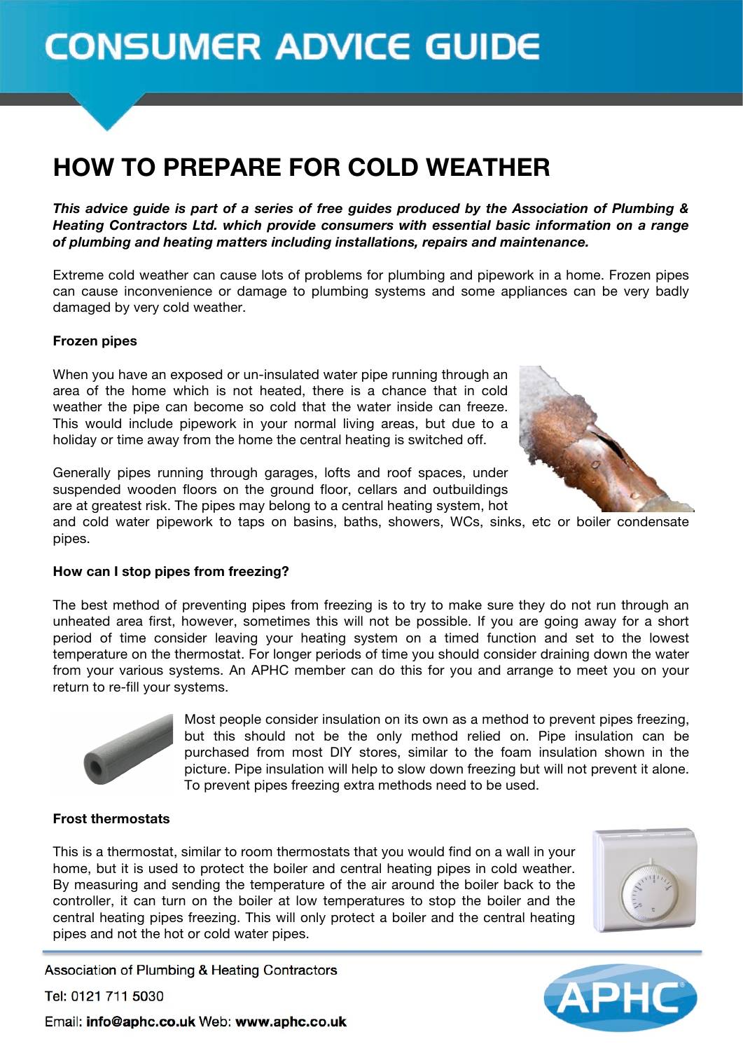# CONSUMER ADVICE GUIDE

## HOW TO PREPARE FOR COLD WEATHER

***This advice guide is part of a series of free guides produced by the Association of Plumbing & Heating Contractors Ltd. which provide consumers with essential basic information on a range of plumbing and heating matters including installations, repairs and maintenance.***

Extreme cold weather can cause lots of problems for plumbing and pipework in a home. Frozen pipes can cause inconvenience or damage to plumbing systems and some appliances can be very badly damaged by very cold weather.

### Frozen pipes

When you have an exposed or un-insulated water pipe running through an area of the home which is not heated, there is a chance that in cold weather the pipe can become so cold that the water inside can freeze. This would include pipework in your normal living areas, but due to a holiday or time away from the home the central heating is switched off.

Generally pipes running through garages, lofts and roof spaces, under suspended wooden floors on the ground floor, cellars and outbuildings are at greatest risk. The pipes may belong to a central heating system, hot and cold water pipework to taps on basins, baths, showers, WCs, sinks, etc or boiler condensate pipes.

### How can I stop pipes from freezing?

The best method of preventing pipes from freezing is to try to make sure they do not run through an unheated area first, however, sometimes this will not be possible. If you are going away for a short period of time consider leaving your heating system on a timed function and set to the lowest temperature on the thermostat. For longer periods of time you should consider draining down the water from your various systems. An APHC member can do this for you and arrange to meet you on your return to re-fill your systems.

Most people consider insulation on its own as a method to prevent pipes freezing, but this should not be the only method relied on. Pipe insulation can be purchased from most DIY stores, similar to the foam insulation shown in the picture. Pipe insulation will help to slow down freezing but will not prevent it alone. To prevent pipes freezing extra methods need to be used.

### Frost thermostats

This is a thermostat, similar to room thermostats that you would find on a wall in your home, but it is used to protect the boiler and central heating pipes in cold weather. By measuring and sending the temperature of the air around the boiler back to the controller, it can turn on the boiler at low temperatures to stop the boiler and the central heating pipes freezing. This will only protect a boiler and the central heating pipes and not the hot or cold water pipes.

Association of Plumbing & Heating Contractors

Tel: 0121 711 5030

Email: **info@aphc.co.uk** Web: **www.aphc.co.uk**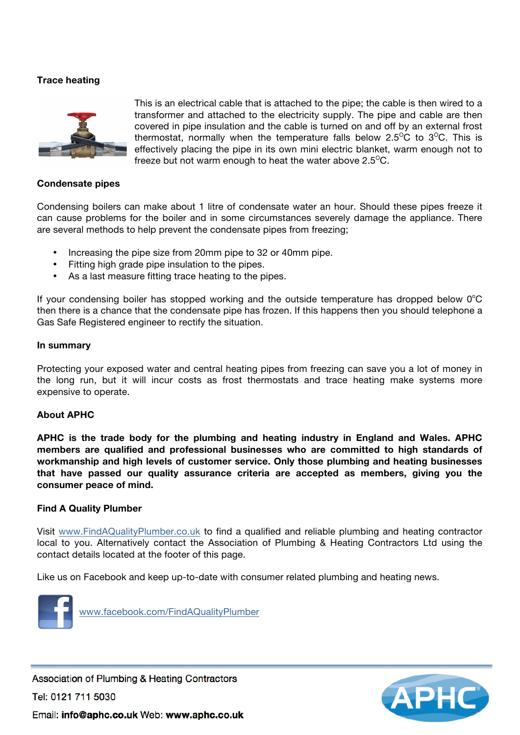### Trace heating

This is an electrical cable that is attached to the pipe; the cable is then wired to a transformer and attached to the electricity supply. The pipe and cable are then covered in pipe insulation and the cable is turned on and off by an external frost thermostat, normally when the temperature falls below 2.5°C to 3°C. This is effectively placing the pipe in its own mini electric blanket, warm enough not to freeze but not warm enough to heat the water above 2.5°C.

### Condensate pipes

Condensing boilers can make about 1 litre of condensate water an hour. Should these pipes freeze it can cause problems for the boiler and in some circumstances severely damage the appliance. There are several methods to help prevent the condensate pipes from freezing;

- Increasing the pipe size from 20mm pipe to 32 or 40mm pipe.
- Fitting high grade pipe insulation to the pipes.
- As a last measure fitting trace heating to the pipes.

If your condensing boiler has stopped working and the outside temperature has dropped below 0°C then there is a chance that the condensate pipe has frozen. If this happens then you should telephone a Gas Safe Registered engineer to rectify the situation.

### In summary

Protecting your exposed water and central heating pipes from freezing can save you a lot of money in the long run, but it will incur costs as frost thermostats and trace heating make systems more expensive to operate.

### About APHC

**APHC is the trade body for the plumbing and heating industry in England and Wales. APHC members are qualified and professional businesses who are committed to high standards of workmanship and high levels of customer service. Only those plumbing and heating businesses that have passed our quality assurance criteria are accepted as members, giving you the consumer peace of mind.**

### Find A Quality Plumber

Visit www.FindAQualityPlumber.co.uk to find a qualified and reliable plumbing and heating contractor local to you. Alternatively contact the Association of Plumbing & Heating Contractors Ltd using the contact details located at the footer of this page.

Like us on Facebook and keep up-to-date with consumer related plumbing and heating news.

www.facebook.com/FindAQualityPlumber

Association of Plumbing & Heating Contractors

Tel: 0121 711 5030

Email: **info@aphc.co.uk** Web: **www.aphc.co.uk**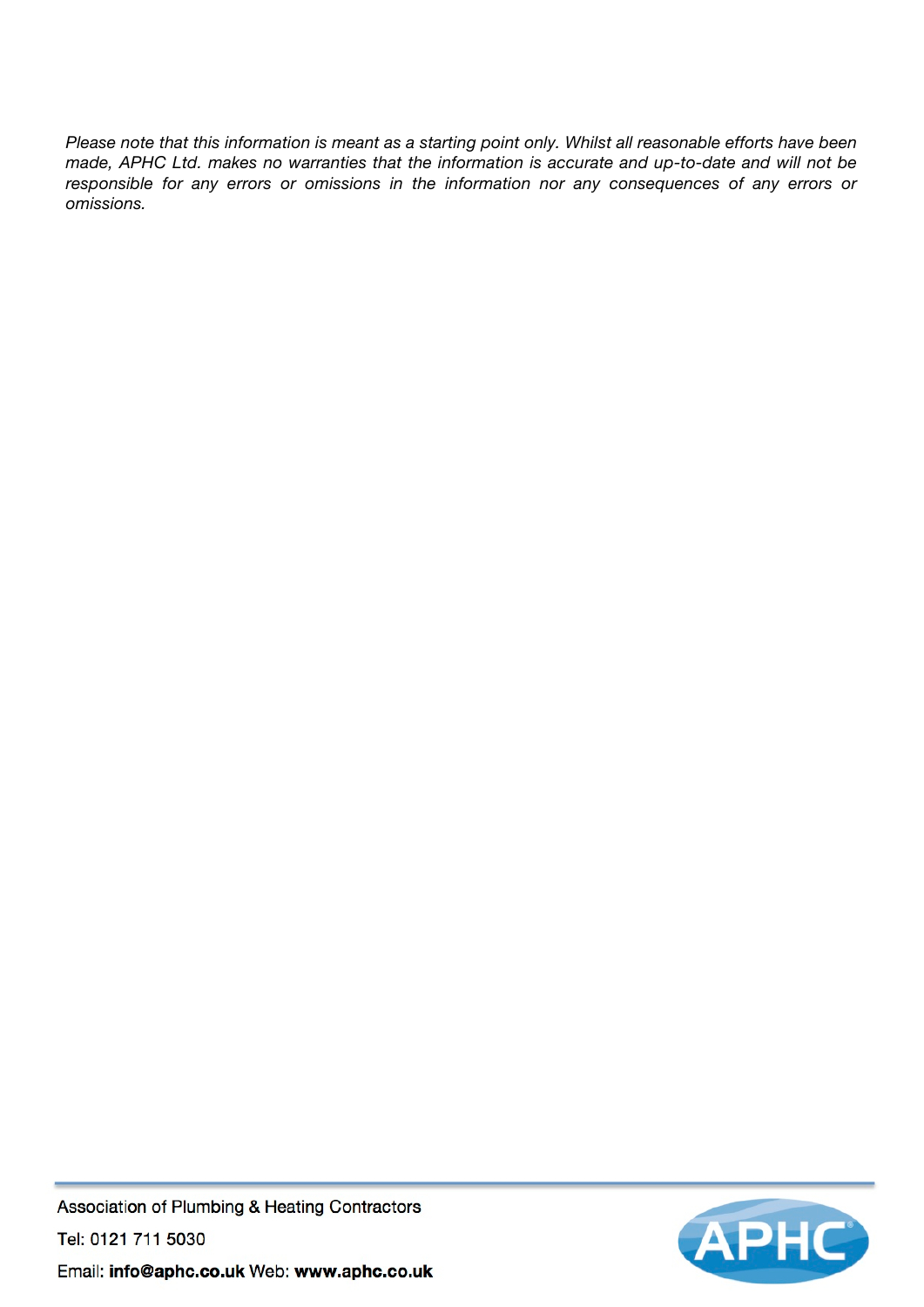*Please note that this information is meant as a starting point only. Whilst all reasonable efforts have been made, APHC Ltd. makes no warranties that the information is accurate and up-to-date and will not be responsible for any errors or omissions in the information nor any consequences of any errors or omissions.*

Association of Plumbing & Heating Contractors

Tel: 0121 711 5030

Email: **info@aphc.co.uk** Web: **www.aphc.co.uk**